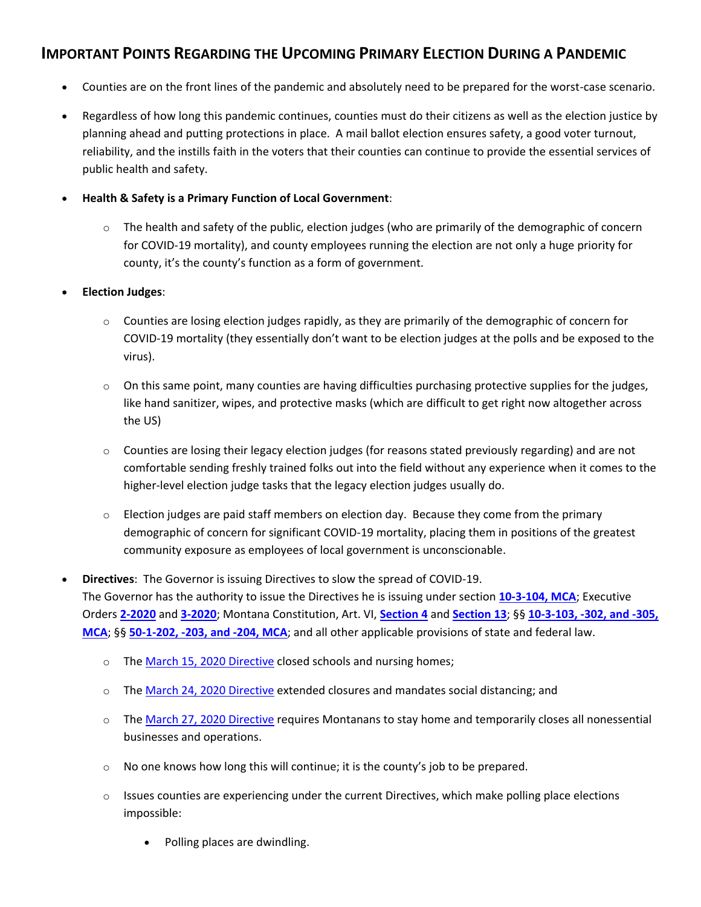# Important Points Regarding the Upcoming Primary Election During a Pandemic

- Counties are on the front lines of the pandemic and absolutely need to be prepared for the worst-case scenario.
- Regardless of how long this pandemic continues, counties must do their citizens as well as the election justice by planning ahead and putting protections in place. A mail ballot election ensures safety, a good voter turnout, reliability, and the instills faith in the voters that their counties can continue to provide the essential services of public health and safety.
- **Health & Safety is a Primary Function of Local Government**:
  - The health and safety of the public, election judges (who are primarily of the demographic of concern for COVID-19 mortality), and county employees running the election are not only a huge priority for county, it's the county's function as a form of government.
- **Election Judges**:
  - Counties are losing election judges rapidly, as they are primarily of the demographic of concern for COVID-19 mortality (they essentially don't want to be election judges at the polls and be exposed to the virus).
  - On this same point, many counties are having difficulties purchasing protective supplies for the judges, like hand sanitizer, wipes, and protective masks (which are difficult to get right now altogether across the US)
  - Counties are losing their legacy election judges (for reasons stated previously regarding) and are not comfortable sending freshly trained folks out into the field without any experience when it comes to the higher-level election judge tasks that the legacy election judges usually do.
  - Election judges are paid staff members on election day. Because they come from the primary demographic of concern for significant COVID-19 mortality, placing them in positions of the greatest community exposure as employees of local government is unconscionable.
- **Directives**: The Governor is issuing Directives to slow the spread of COVID-19.
  The Governor has the authority to issue the Directives he is issuing under section **10-3-104, MCA**; Executive Orders **2-2020** and **3-2020**; Montana Constitution, Art. VI, **Section 4** and **Section 13**; §§ **10-3-103, -302, and -305, MCA**; §§ **50-1-202, -203, and -204, MCA**; and all other applicable provisions of state and federal law.
  - The March 15, 2020 Directive closed schools and nursing homes;
  - The March 24, 2020 Directive extended closures and mandates social distancing; and
  - The March 27, 2020 Directive requires Montanans to stay home and temporarily closes all nonessential businesses and operations.
  - No one knows how long this will continue; it is the county's job to be prepared.
  - Issues counties are experiencing under the current Directives, which make polling place elections impossible:
    - Polling places are dwindling.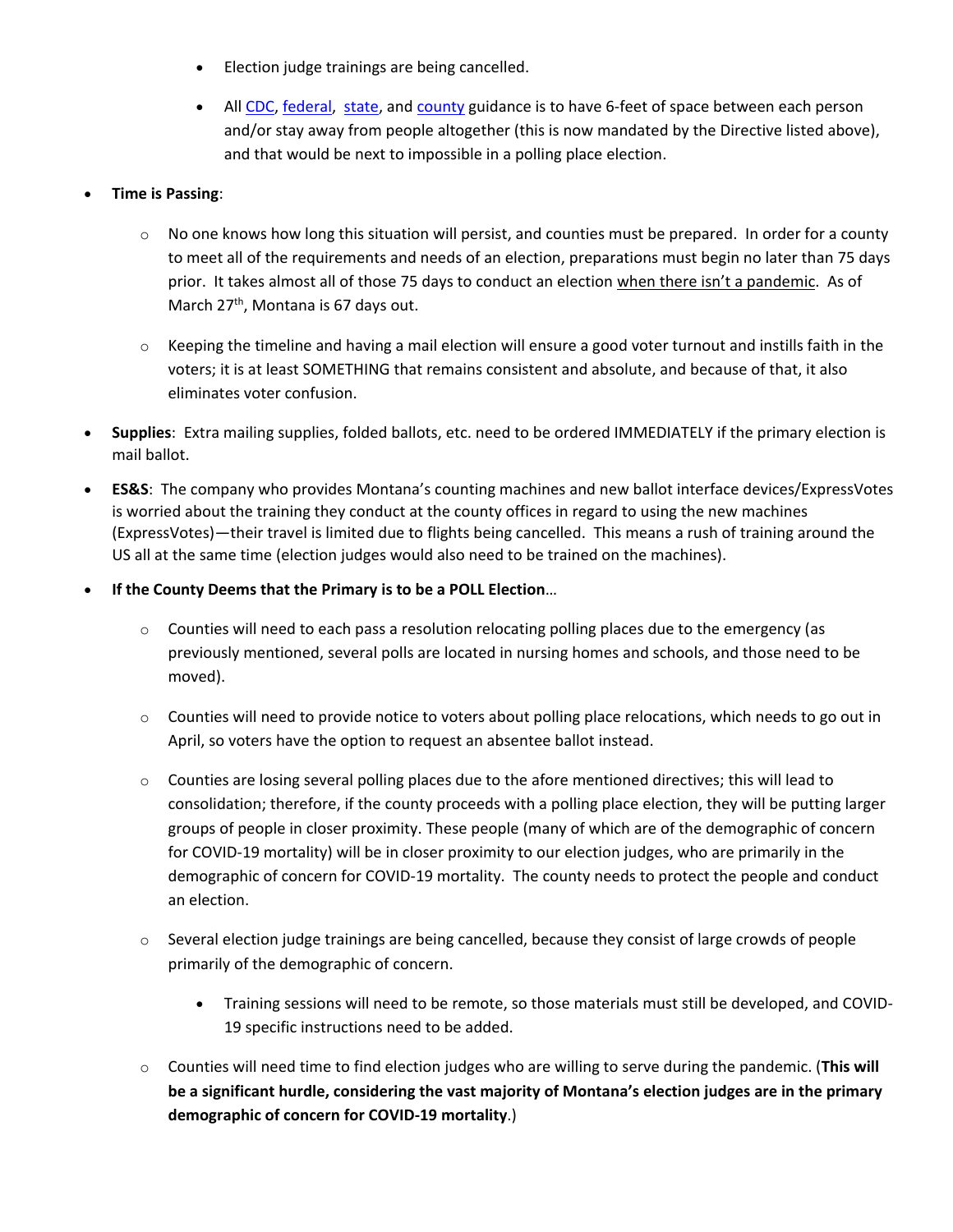- Election judge trainings are being cancelled.
        - All CDC, federal, state, and county guidance is to have 6-feet of space between each person and/or stay away from people altogether (this is now mandated by the Directive listed above), and that would be next to impossible in a polling place election.

- **Time is Passing**:
    - No one knows how long this situation will persist, and counties must be prepared. In order for a county to meet all of the requirements and needs of an election, preparations must begin no later than 75 days prior. It takes almost all of those 75 days to conduct an election when there isn't a pandemic. As of March 27th, Montana is 67 days out.
    - Keeping the timeline and having a mail election will ensure a good voter turnout and instills faith in the voters; it is at least SOMETHING that remains consistent and absolute, and because of that, it also eliminates voter confusion.
- **Supplies**: Extra mailing supplies, folded ballots, etc. need to be ordered IMMEDIATELY if the primary election is mail ballot.
- **ES&S**: The company who provides Montana's counting machines and new ballot interface devices/ExpressVotes is worried about the training they conduct at the county offices in regard to using the new machines (ExpressVotes)—their travel is limited due to flights being cancelled. This means a rush of training around the US all at the same time (election judges would also need to be trained on the machines).
- **If the County Deems that the Primary is to be a POLL Election**…
    - Counties will need to each pass a resolution relocating polling places due to the emergency (as previously mentioned, several polls are located in nursing homes and schools, and those need to be moved).
    - Counties will need to provide notice to voters about polling place relocations, which needs to go out in April, so voters have the option to request an absentee ballot instead.
    - Counties are losing several polling places due to the afore mentioned directives; this will lead to consolidation; therefore, if the county proceeds with a polling place election, they will be putting larger groups of people in closer proximity. These people (many of which are of the demographic of concern for COVID-19 mortality) will be in closer proximity to our election judges, who are primarily in the demographic of concern for COVID-19 mortality. The county needs to protect the people and conduct an election.
    - Several election judge trainings are being cancelled, because they consist of large crowds of people primarily of the demographic of concern.
        - Training sessions will need to be remote, so those materials must still be developed, and COVID-19 specific instructions need to be added.
    - Counties will need time to find election judges who are willing to serve during the pandemic. (**This will be a significant hurdle, considering the vast majority of Montana's election judges are in the primary demographic of concern for COVID-19 mortality**.)